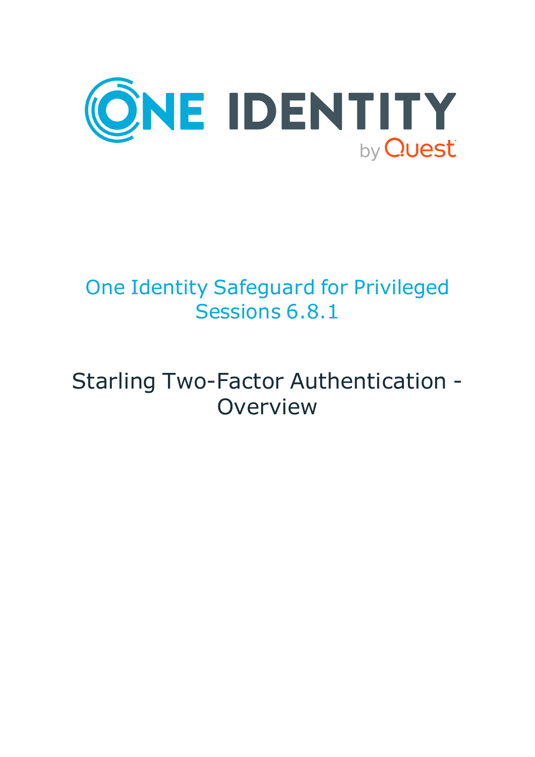ONE IDENTITY by Quest

# One Identity Safeguard for Privileged Sessions 6.8.1

## Starling Two-Factor Authentication - Overview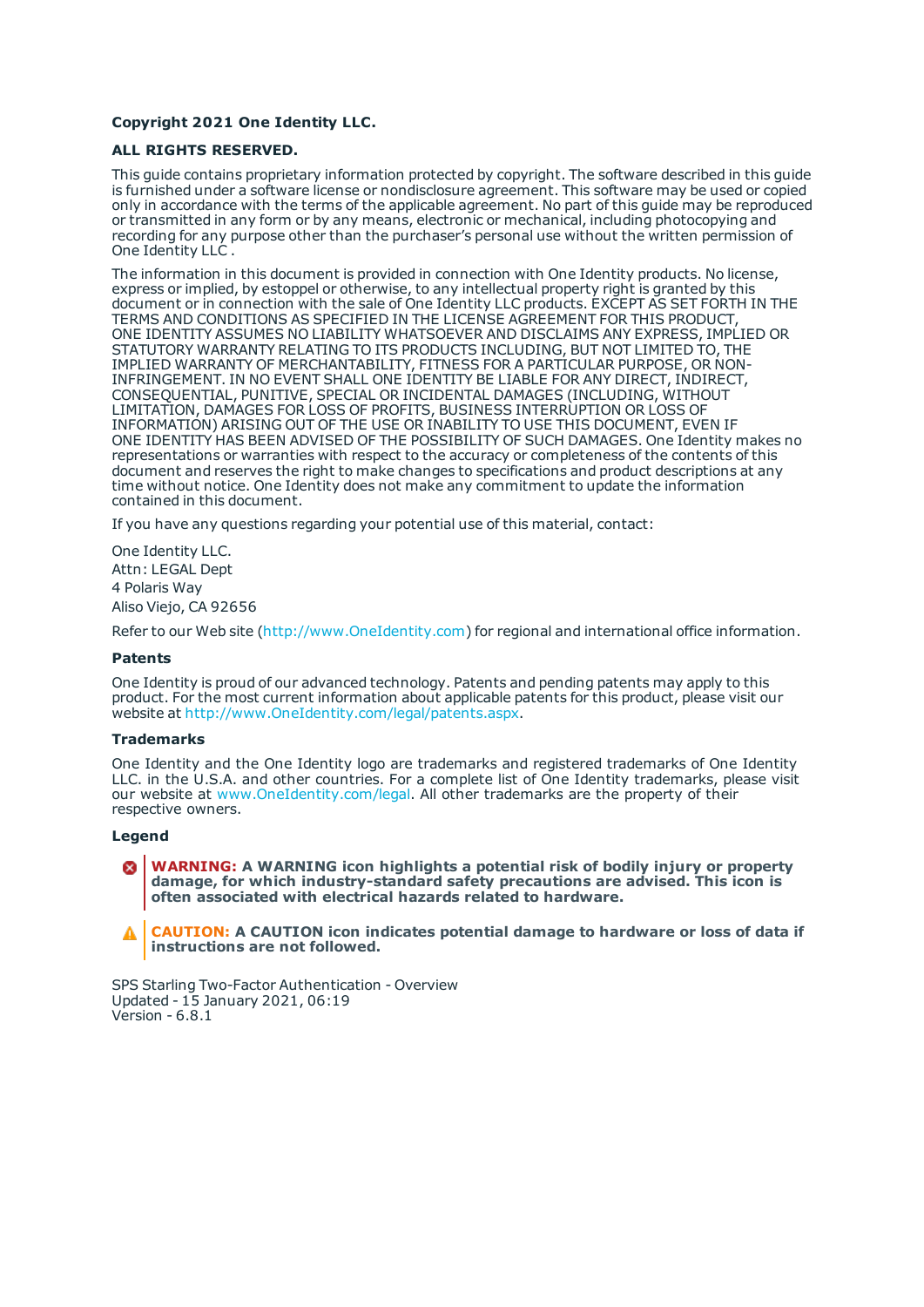**Copyright 2021 One Identity LLC.**

**ALL RIGHTS RESERVED.**

This guide contains proprietary information protected by copyright. The software described in this guide is furnished under a software license or nondisclosure agreement. This software may be used or copied only in accordance with the terms of the applicable agreement. No part of this guide may be reproduced or transmitted in any form or by any means, electronic or mechanical, including photocopying and recording for any purpose other than the purchaser's personal use without the written permission of One Identity LLC .

The information in this document is provided in connection with One Identity products. No license, express or implied, by estoppel or otherwise, to any intellectual property right is granted by this document or in connection with the sale of One Identity LLC products. EXCEPT AS SET FORTH IN THE TERMS AND CONDITIONS AS SPECIFIED IN THE LICENSE AGREEMENT FOR THIS PRODUCT, ONE IDENTITY ASSUMES NO LIABILITY WHATSOEVER AND DISCLAIMS ANY EXPRESS, IMPLIED OR STATUTORY WARRANTY RELATING TO ITS PRODUCTS INCLUDING, BUT NOT LIMITED TO, THE IMPLIED WARRANTY OF MERCHANTABILITY, FITNESS FOR A PARTICULAR PURPOSE, OR NON-INFRINGEMENT. IN NO EVENT SHALL ONE IDENTITY BE LIABLE FOR ANY DIRECT, INDIRECT, CONSEQUENTIAL, PUNITIVE, SPECIAL OR INCIDENTAL DAMAGES (INCLUDING, WITHOUT LIMITATION, DAMAGES FOR LOSS OF PROFITS, BUSINESS INTERRUPTION OR LOSS OF INFORMATION) ARISING OUT OF THE USE OR INABILITY TO USE THIS DOCUMENT, EVEN IF ONE IDENTITY HAS BEEN ADVISED OF THE POSSIBILITY OF SUCH DAMAGES. One Identity makes no representations or warranties with respect to the accuracy or completeness of the contents of this document and reserves the right to make changes to specifications and product descriptions at any time without notice. One Identity does not make any commitment to update the information contained in this document.

If you have any questions regarding your potential use of this material, contact:

One Identity LLC.
Attn: LEGAL Dept
4 Polaris Way
Aliso Viejo, CA 92656

Refer to our Web site (http://www.OneIdentity.com) for regional and international office information.

### Patents

One Identity is proud of our advanced technology. Patents and pending patents may apply to this product. For the most current information about applicable patents for this product, please visit our website at http://www.OneIdentity.com/legal/patents.aspx.

### Trademarks

One Identity and the One Identity logo are trademarks and registered trademarks of One Identity LLC. in the U.S.A. and other countries. For a complete list of One Identity trademarks, please visit our website at www.OneIdentity.com/legal. All other trademarks are the property of their respective owners.

### Legend

**WARNING: A WARNING icon highlights a potential risk of bodily injury or property damage, for which industry-standard safety precautions are advised. This icon is often associated with electrical hazards related to hardware.**

**CAUTION: A CAUTION icon indicates potential damage to hardware or loss of data if instructions are not followed.**

SPS Starling Two-Factor Authentication - Overview
Updated - 15 January 2021, 06:19
Version - 6.8.1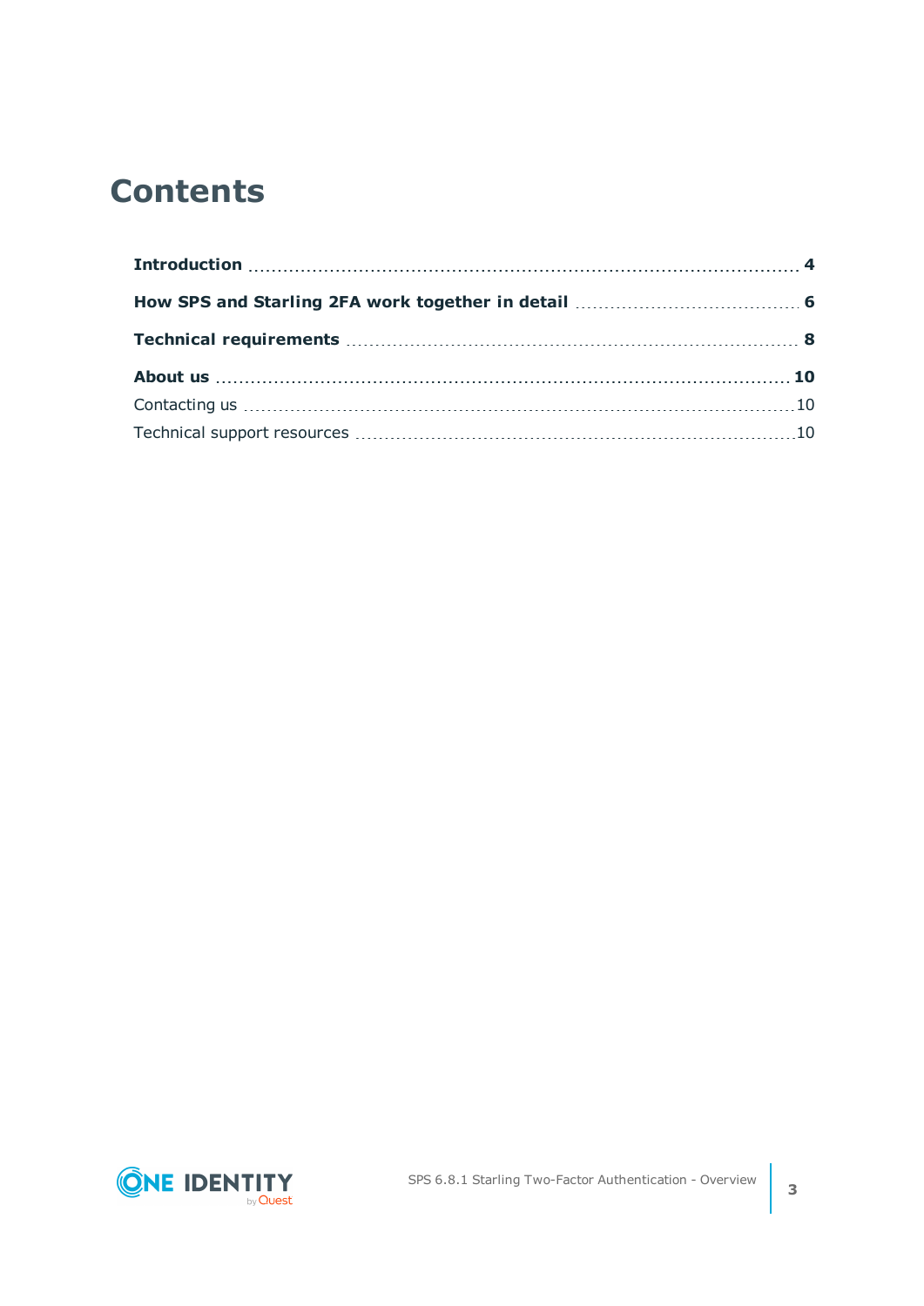# Contents

**Introduction** ..................................................... **4**

**How SPS and Starling 2FA work together in detail** ..................................................... **6**

**Technical requirements** ..................................................... **8**

**About us** ..................................................... **10**

Contacting us ..................................................... 10

Technical support resources ..................................................... 10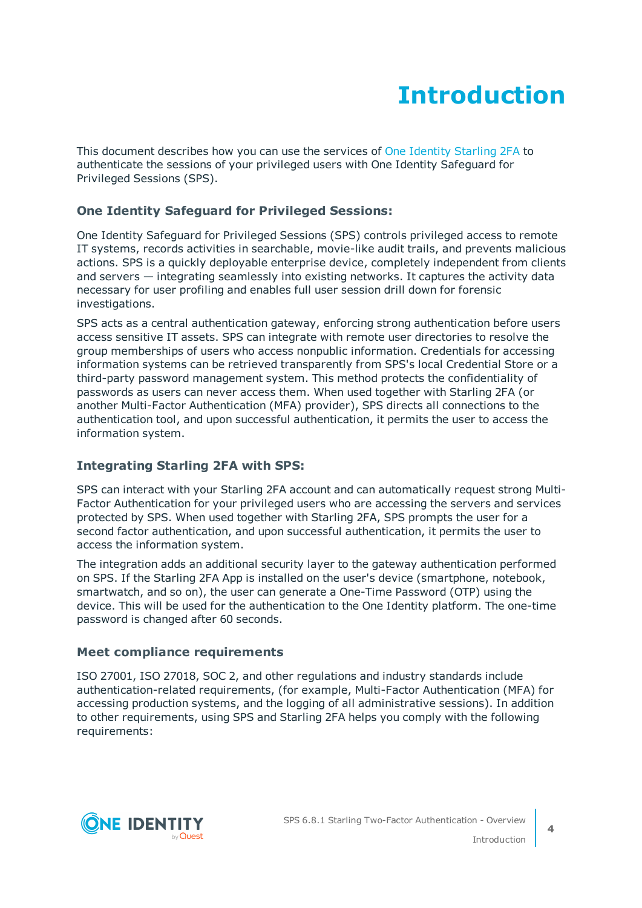# Introduction

This document describes how you can use the services of One Identity Starling 2FA to authenticate the sessions of your privileged users with One Identity Safeguard for Privileged Sessions (SPS).

### One Identity Safeguard for Privileged Sessions:

One Identity Safeguard for Privileged Sessions (SPS) controls privileged access to remote IT systems, records activities in searchable, movie-like audit trails, and prevents malicious actions. SPS is a quickly deployable enterprise device, completely independent from clients and servers — integrating seamlessly into existing networks. It captures the activity data necessary for user profiling and enables full user session drill down for forensic investigations.

SPS acts as a central authentication gateway, enforcing strong authentication before users access sensitive IT assets. SPS can integrate with remote user directories to resolve the group memberships of users who access nonpublic information. Credentials for accessing information systems can be retrieved transparently from SPS's local Credential Store or a third-party password management system. This method protects the confidentiality of passwords as users can never access them. When used together with Starling 2FA (or another Multi-Factor Authentication (MFA) provider), SPS directs all connections to the authentication tool, and upon successful authentication, it permits the user to access the information system.

### Integrating Starling 2FA with SPS:

SPS can interact with your Starling 2FA account and can automatically request strong Multi-Factor Authentication for your privileged users who are accessing the servers and services protected by SPS. When used together with Starling 2FA, SPS prompts the user for a second factor authentication, and upon successful authentication, it permits the user to access the information system.

The integration adds an additional security layer to the gateway authentication performed on SPS. If the Starling 2FA App is installed on the user's device (smartphone, notebook, smartwatch, and so on), the user can generate a One-Time Password (OTP) using the device. This will be used for the authentication to the One Identity platform. The one-time password is changed after 60 seconds.

### Meet compliance requirements

ISO 27001, ISO 27018, SOC 2, and other regulations and industry standards include authentication-related requirements, (for example, Multi-Factor Authentication (MFA) for accessing production systems, and the logging of all administrative sessions). In addition to other requirements, using SPS and Starling 2FA helps you comply with the following requirements: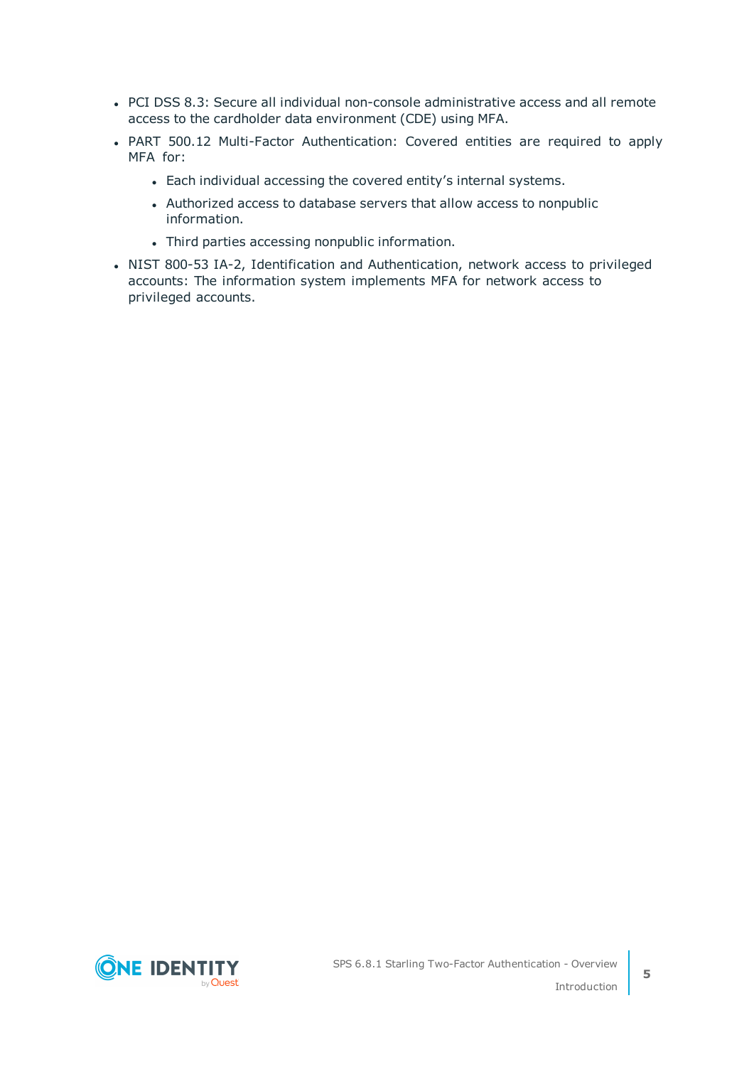- PCI DSS 8.3: Secure all individual non-console administrative access and all remote access to the cardholder data environment (CDE) using MFA.
- PART 500.12 Multi-Factor Authentication: Covered entities are required to apply MFA for:
  - Each individual accessing the covered entity's internal systems.
  - Authorized access to database servers that allow access to nonpublic information.
  - Third parties accessing nonpublic information.
- NIST 800-53 IA-2, Identification and Authentication, network access to privileged accounts: The information system implements MFA for network access to privileged accounts.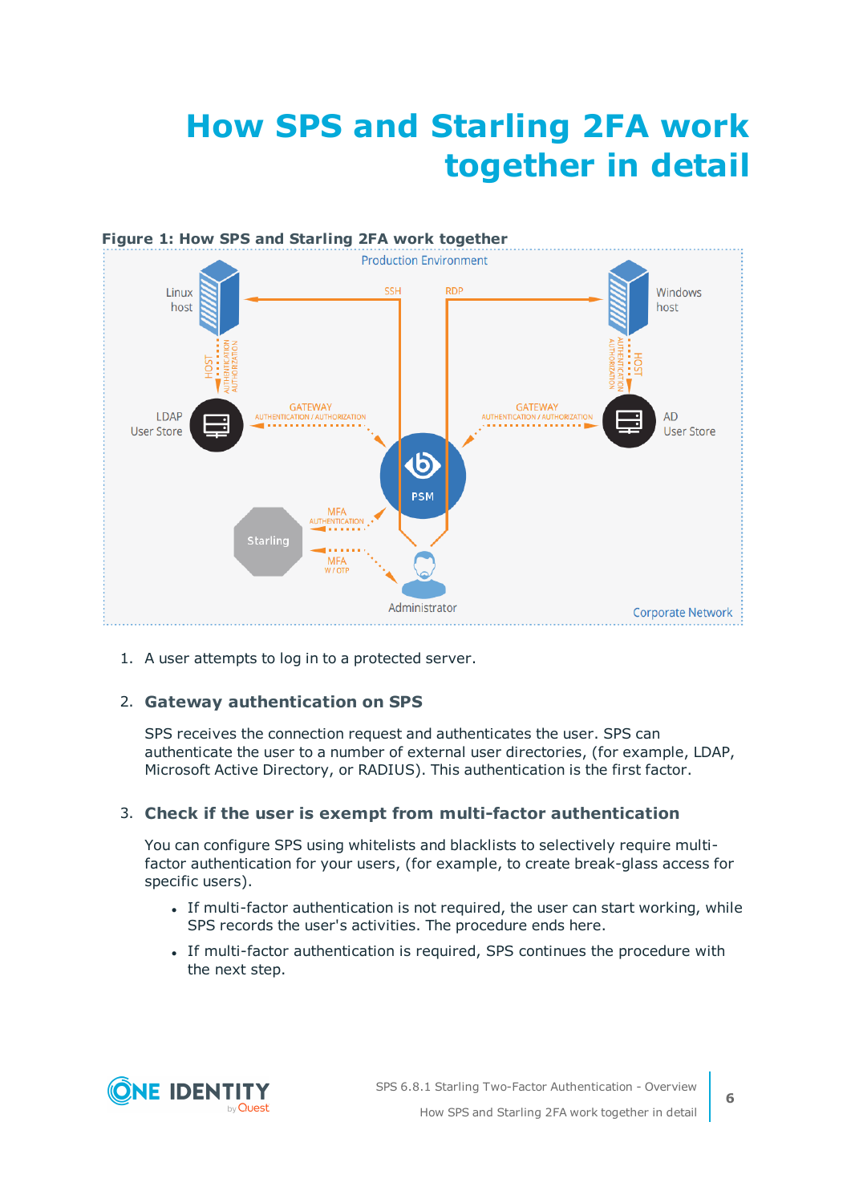# How SPS and Starling 2FA work together in detail

**Figure 1: How SPS and Starling 2FA work together**

1. A user attempts to log in to a protected server.

2. **Gateway authentication on SPS**

   SPS receives the connection request and authenticates the user. SPS can authenticate the user to a number of external user directories, (for example, LDAP, Microsoft Active Directory, or RADIUS). This authentication is the first factor.

3. **Check if the user is exempt from multi-factor authentication**

   You can configure SPS using whitelists and blacklists to selectively require multi-factor authentication for your users, (for example, to create break-glass access for specific users).

   - If multi-factor authentication is not required, the user can start working, while SPS records the user's activities. The procedure ends here.
   - If multi-factor authentication is required, SPS continues the procedure with the next step.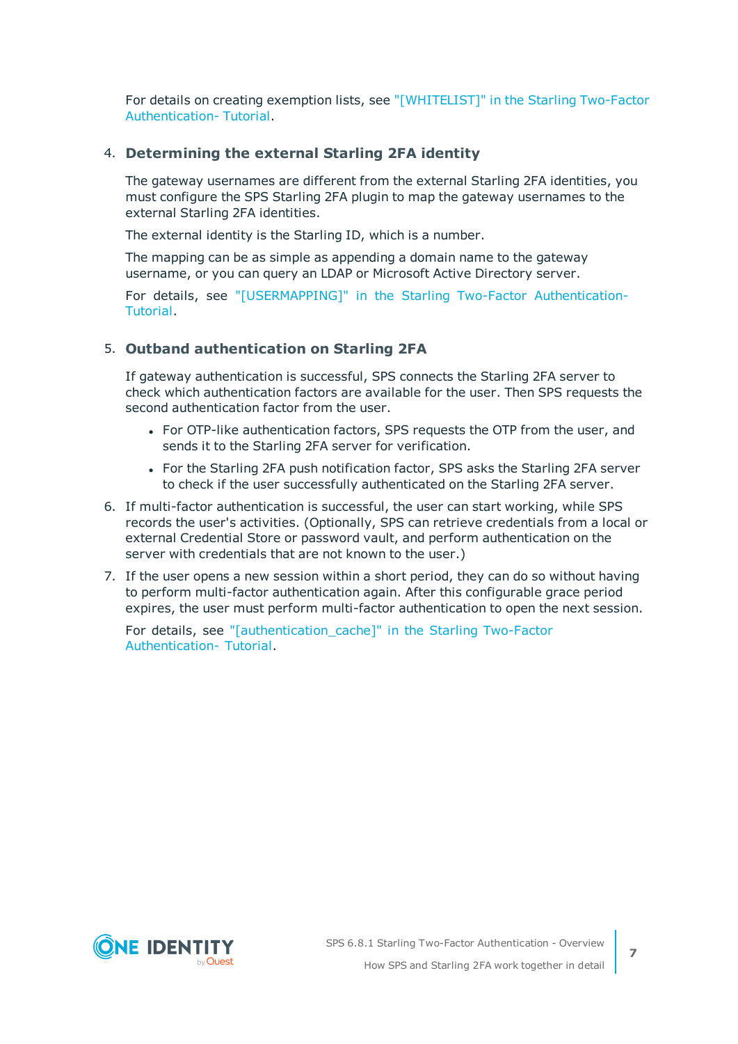For details on creating exemption lists, see "[WHITELIST]" in the Starling Two-Factor Authentication- Tutorial.

4. **Determining the external Starling 2FA identity**

   The gateway usernames are different from the external Starling 2FA identities, you must configure the SPS Starling 2FA plugin to map the gateway usernames to the external Starling 2FA identities.

   The external identity is the Starling ID, which is a number.

   The mapping can be as simple as appending a domain name to the gateway username, or you can query an LDAP or Microsoft Active Directory server.

   For details, see "[USERMAPPING]" in the Starling Two-Factor Authentication- Tutorial.

5. **Outband authentication on Starling 2FA**

   If gateway authentication is successful, SPS connects the Starling 2FA server to check which authentication factors are available for the user. Then SPS requests the second authentication factor from the user.

   - For OTP-like authentication factors, SPS requests the OTP from the user, and sends it to the Starling 2FA server for verification.
   - For the Starling 2FA push notification factor, SPS asks the Starling 2FA server to check if the user successfully authenticated on the Starling 2FA server.

6. If multi-factor authentication is successful, the user can start working, while SPS records the user's activities. (Optionally, SPS can retrieve credentials from a local or external Credential Store or password vault, and perform authentication on the server with credentials that are not known to the user.)

7. If the user opens a new session within a short period, they can do so without having to perform multi-factor authentication again. After this configurable grace period expires, the user must perform multi-factor authentication to open the next session.

   For details, see "[authentication_cache]" in the Starling Two-Factor Authentication- Tutorial.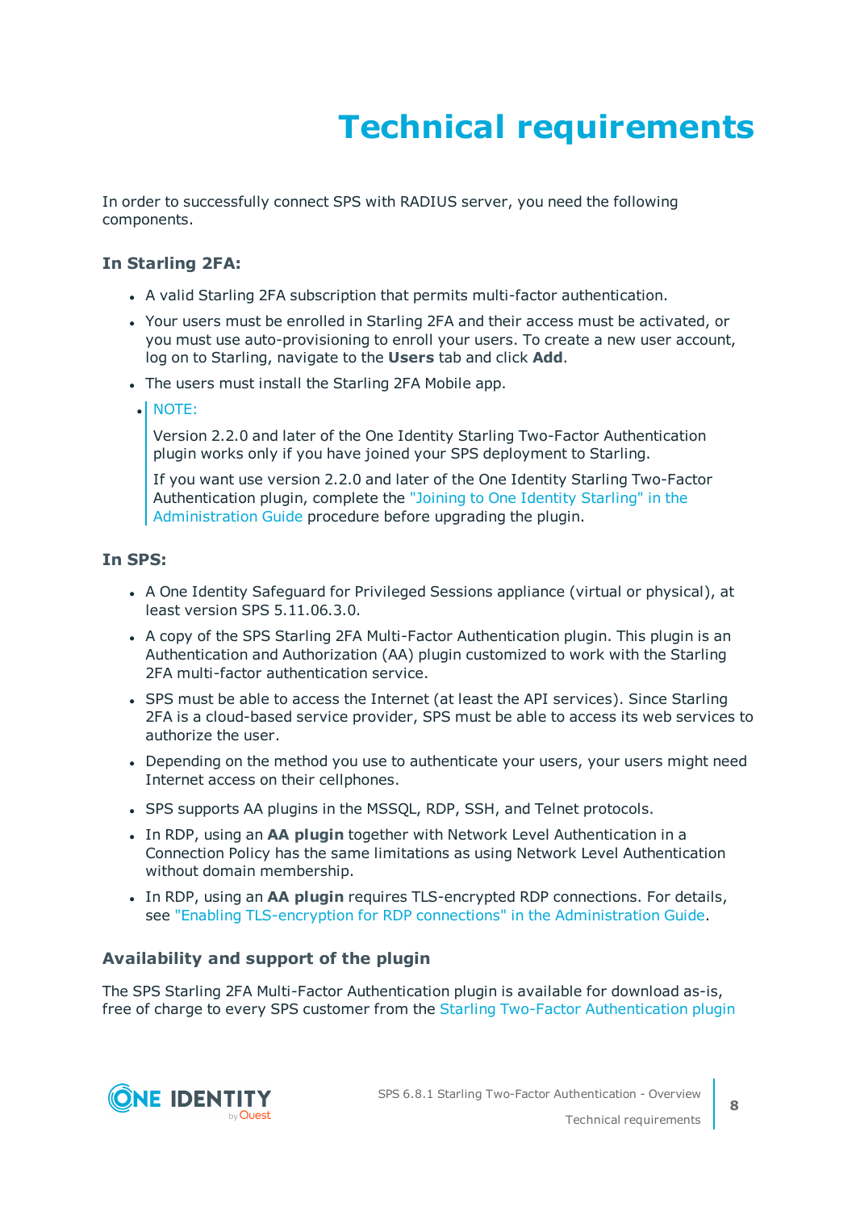# Technical requirements

In order to successfully connect SPS with RADIUS server, you need the following components.

### In Starling 2FA:

- A valid Starling 2FA subscription that permits multi-factor authentication.
- Your users must be enrolled in Starling 2FA and their access must be activated, or you must use auto-provisioning to enroll your users. To create a new user account, log on to Starling, navigate to the **Users** tab and click **Add**.
- The users must install the Starling 2FA Mobile app.
- NOTE:

  Version 2.2.0 and later of the One Identity Starling Two-Factor Authentication plugin works only if you have joined your SPS deployment to Starling.

  If you want use version 2.2.0 and later of the One Identity Starling Two-Factor Authentication plugin, complete the "Joining to One Identity Starling" in the Administration Guide procedure before upgrading the plugin.

### In SPS:

- A One Identity Safeguard for Privileged Sessions appliance (virtual or physical), at least version SPS 5.11.06.3.0.
- A copy of the SPS Starling 2FA Multi-Factor Authentication plugin. This plugin is an Authentication and Authorization (AA) plugin customized to work with the Starling 2FA multi-factor authentication service.
- SPS must be able to access the Internet (at least the API services). Since Starling 2FA is a cloud-based service provider, SPS must be able to access its web services to authorize the user.
- Depending on the method you use to authenticate your users, your users might need Internet access on their cellphones.
- SPS supports AA plugins in the MSSQL, RDP, SSH, and Telnet protocols.
- In RDP, using an **AA plugin** together with Network Level Authentication in a Connection Policy has the same limitations as using Network Level Authentication without domain membership.
- In RDP, using an **AA plugin** requires TLS-encrypted RDP connections. For details, see "Enabling TLS-encryption for RDP connections" in the Administration Guide.

### Availability and support of the plugin

The SPS Starling 2FA Multi-Factor Authentication plugin is available for download as-is, free of charge to every SPS customer from the Starling Two-Factor Authentication plugin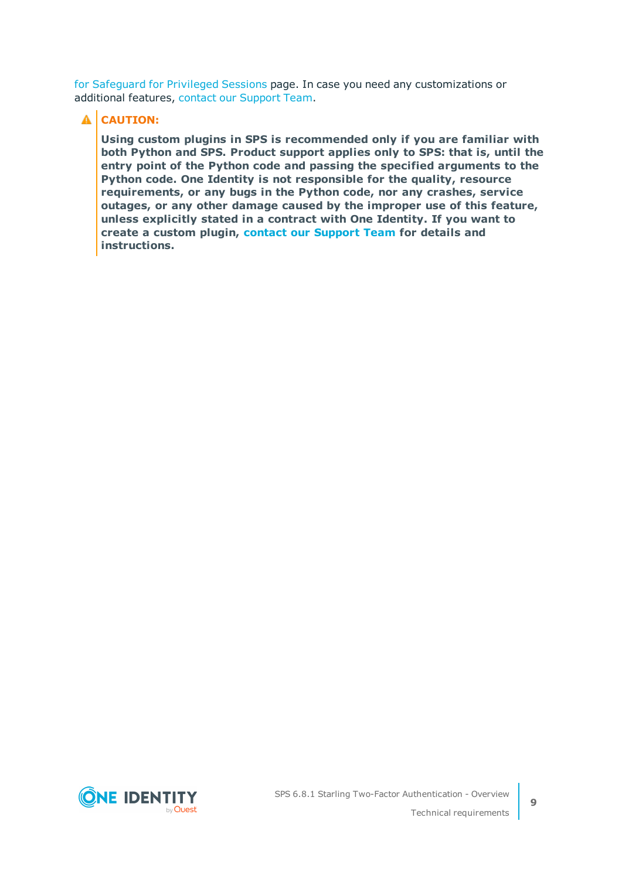for Safeguard for Privileged Sessions page. In case you need any customizations or additional features, contact our Support Team.

> **CAUTION:**
>
> **Using custom plugins in SPS is recommended only if you are familiar with both Python and SPS. Product support applies only to SPS: that is, until the entry point of the Python code and passing the specified arguments to the Python code. One Identity is not responsible for the quality, resource requirements, or any bugs in the Python code, nor any crashes, service outages, or any other damage caused by the improper use of this feature, unless explicitly stated in a contract with One Identity. If you want to create a custom plugin, contact our Support Team for details and instructions.**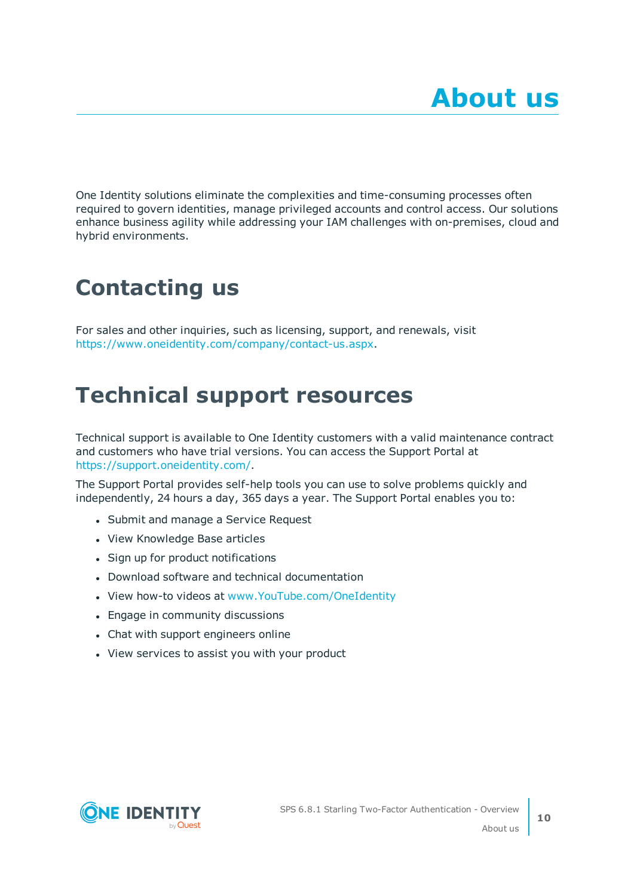# About us

One Identity solutions eliminate the complexities and time-consuming processes often required to govern identities, manage privileged accounts and control access. Our solutions enhance business agility while addressing your IAM challenges with on-premises, cloud and hybrid environments.

## Contacting us

For sales and other inquiries, such as licensing, support, and renewals, visit https://www.oneidentity.com/company/contact-us.aspx.

## Technical support resources

Technical support is available to One Identity customers with a valid maintenance contract and customers who have trial versions. You can access the Support Portal at https://support.oneidentity.com/.

The Support Portal provides self-help tools you can use to solve problems quickly and independently, 24 hours a day, 365 days a year. The Support Portal enables you to:

- Submit and manage a Service Request
- View Knowledge Base articles
- Sign up for product notifications
- Download software and technical documentation
- View how-to videos at www.YouTube.com/OneIdentity
- Engage in community discussions
- Chat with support engineers online
- View services to assist you with your product